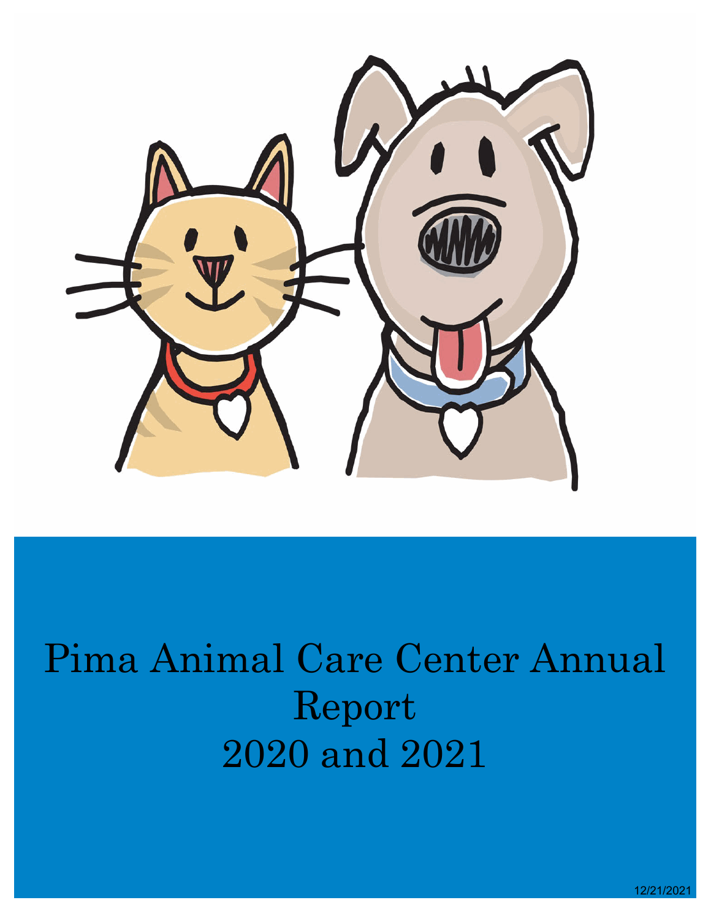# Pima Animal Care Center Annual Report 2020 and 2021

12/21/2021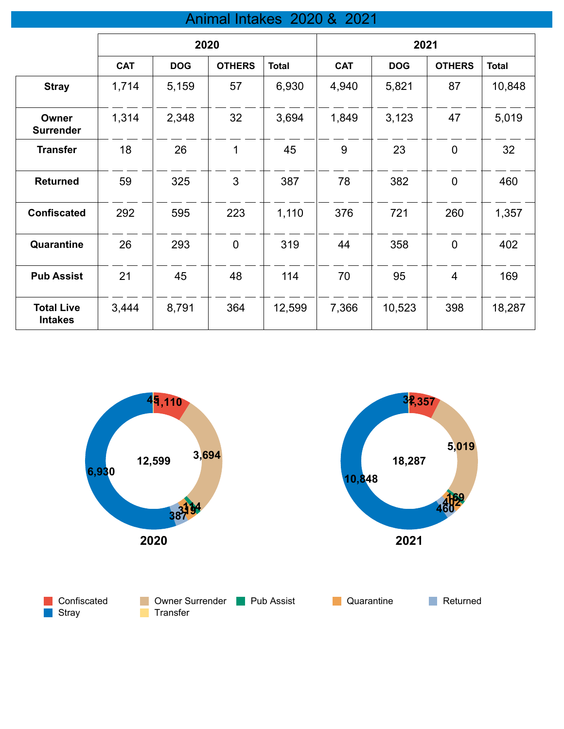# Animal Intakes 2020 & 2021

| | 2020 | | | | 2021 | | | |
|---|---|---|---|---|---|---|---|---|
| | CAT | DOG | OTHERS | Total | CAT | DOG | OTHERS | Total |
| **Stray** | 1,714 | 5,159 | 57 | 6,930 | 4,940 | 5,821 | 87 | 10,848 |
| **Owner Surrender** | 1,314 | 2,348 | 32 | 3,694 | 1,849 | 3,123 | 47 | 5,019 |
| **Transfer** | 18 | 26 | 1 | 45 | 9 | 23 | 0 | 32 |
| **Returned** | 59 | 325 | 3 | 387 | 78 | 382 | 0 | 460 |
| **Confiscated** | 292 | 595 | 223 | 1,110 | 376 | 721 | 260 | 1,357 |
| **Quarantine** | 26 | 293 | 0 | 319 | 44 | 358 | 0 | 402 |
| **Pub Assist** | 21 | 45 | 48 | 114 | 70 | 95 | 4 | 169 |
| **Total Live Intakes** | 3,444 | 8,791 | 364 | 12,599 | 7,366 | 10,523 | 398 | 18,287 |

**2020**

**2021**

Confiscated, Owner Surrender, Pub Assist, Quarantine, Returned, Stray, Transfer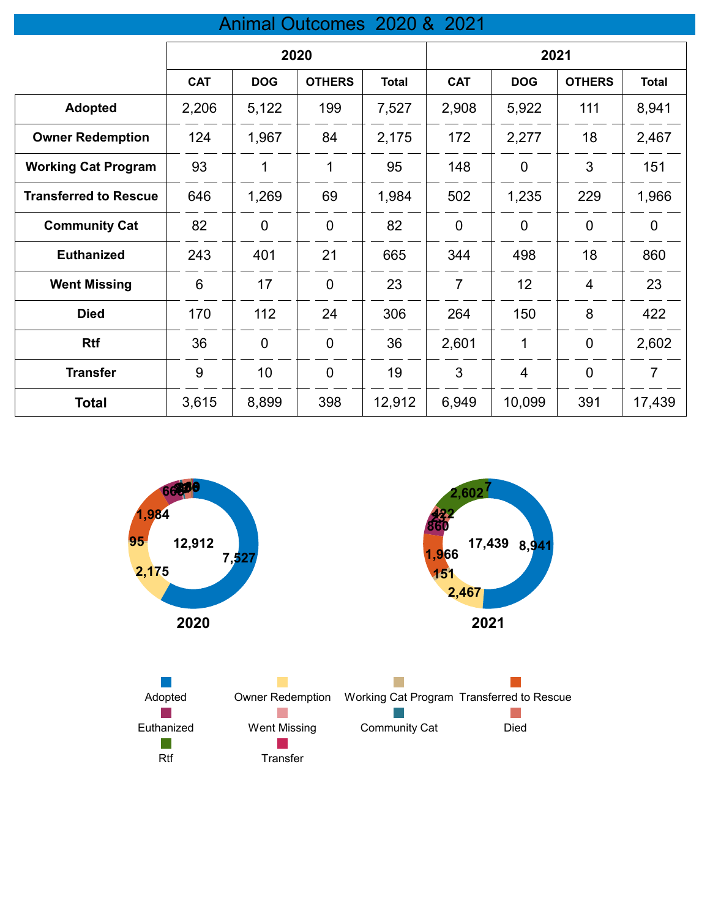# Animal Outcomes 2020 & 2021

| | 2020 | | | | 2021 | | | |
|---|---|---|---|---|---|---|---|---|
| | CAT | DOG | OTHERS | Total | CAT | DOG | OTHERS | Total |
| **Adopted** | 2,206 | 5,122 | 199 | 7,527 | 2,908 | 5,922 | 111 | 8,941 |
| **Owner Redemption** | 124 | 1,967 | 84 | 2,175 | 172 | 2,277 | 18 | 2,467 |
| **Working Cat Program** | 93 | 1 | 1 | 95 | 148 | 0 | 3 | 151 |
| **Transferred to Rescue** | 646 | 1,269 | 69 | 1,984 | 502 | 1,235 | 229 | 1,966 |
| **Community Cat** | 82 | 0 | 0 | 82 | 0 | 0 | 0 | 0 |
| **Euthanized** | 243 | 401 | 21 | 665 | 344 | 498 | 18 | 860 |
| **Went Missing** | 6 | 17 | 0 | 23 | 7 | 12 | 4 | 23 |
| **Died** | 170 | 112 | 24 | 306 | 264 | 150 | 8 | 422 |
| **Rtf** | 36 | 0 | 0 | 36 | 2,601 | 1 | 0 | 2,602 |
| **Transfer** | 9 | 10 | 0 | 19 | 3 | 4 | 0 | 7 |
| **Total** | 3,615 | 8,899 | 398 | 12,912 | 6,949 | 10,099 | 391 | 17,439 |

**2020** (Total: 12,912)

**2021** (Total: 17,439)

Legend: Adopted, Owner Redemption, Working Cat Program, Transferred to Rescue, Euthanized, Went Missing, Community Cat, Died, Rtf, Transfer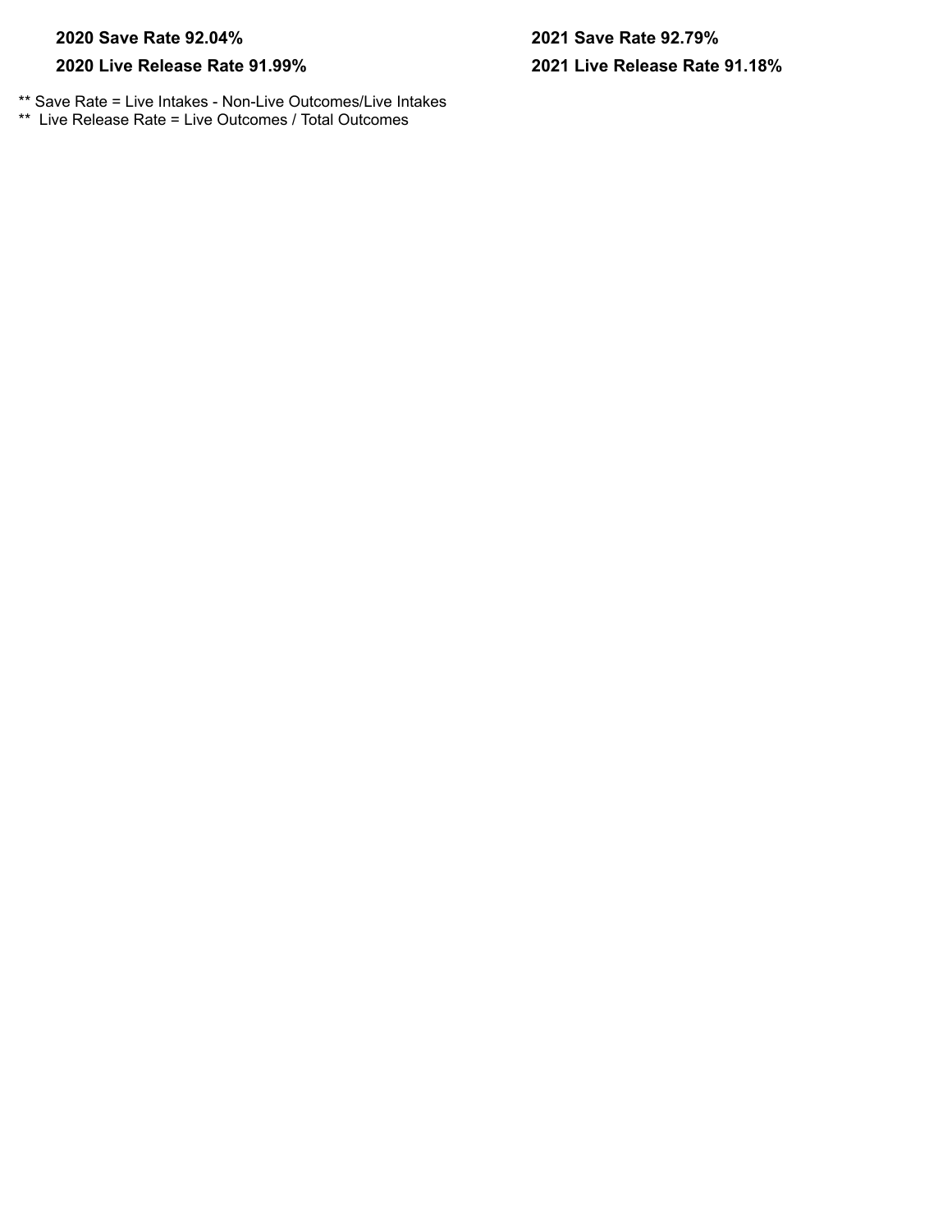**2020 Save Rate 92.04%**

**2020 Live Release Rate 91.99%**

**2021 Save Rate 92.79%**

**2021 Live Release Rate 91.18%**

** Save Rate = Live Intakes - Non-Live Outcomes/Live Intakes

** Live Release Rate = Live Outcomes / Total Outcomes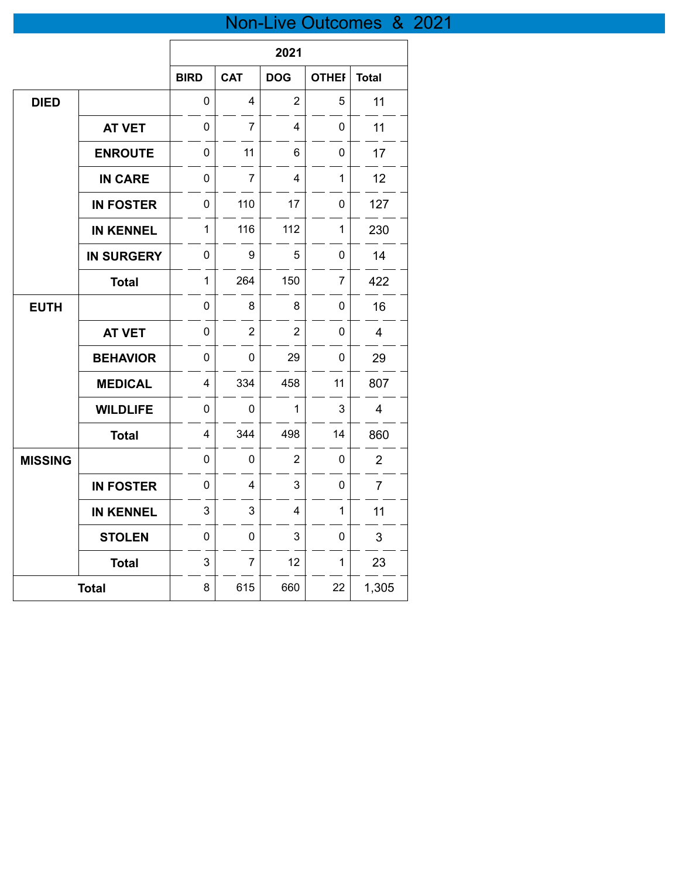# Non-Live Outcomes & 2021

| | | 2021 | | | | |
|---|---|---|---|---|---|---|
| | | BIRD | CAT | DOG | OTHER | Total |
| **DIED** | | 0 | 4 | 2 | 5 | 11 |
| | **AT VET** | 0 | 7 | 4 | 0 | 11 |
| | **ENROUTE** | 0 | 11 | 6 | 0 | 17 |
| | **IN CARE** | 0 | 7 | 4 | 1 | 12 |
| | **IN FOSTER** | 0 | 110 | 17 | 0 | 127 |
| | **IN KENNEL** | 1 | 116 | 112 | 1 | 230 |
| | **IN SURGERY** | 0 | 9 | 5 | 0 | 14 |
| | **Total** | 1 | 264 | 150 | 7 | 422 |
| **EUTH** | | 0 | 8 | 8 | 0 | 16 |
| | **AT VET** | 0 | 2 | 2 | 0 | 4 |
| | **BEHAVIOR** | 0 | 0 | 29 | 0 | 29 |
| | **MEDICAL** | 4 | 334 | 458 | 11 | 807 |
| | **WILDLIFE** | 0 | 0 | 1 | 3 | 4 |
| | **Total** | 4 | 344 | 498 | 14 | 860 |
| **MISSING** | | 0 | 0 | 2 | 0 | 2 |
| | **IN FOSTER** | 0 | 4 | 3 | 0 | 7 |
| | **IN KENNEL** | 3 | 3 | 4 | 1 | 11 |
| | **STOLEN** | 0 | 0 | 3 | 0 | 3 |
| | **Total** | 3 | 7 | 12 | 1 | 23 |
| **Total** | | 8 | 615 | 660 | 22 | 1,305 |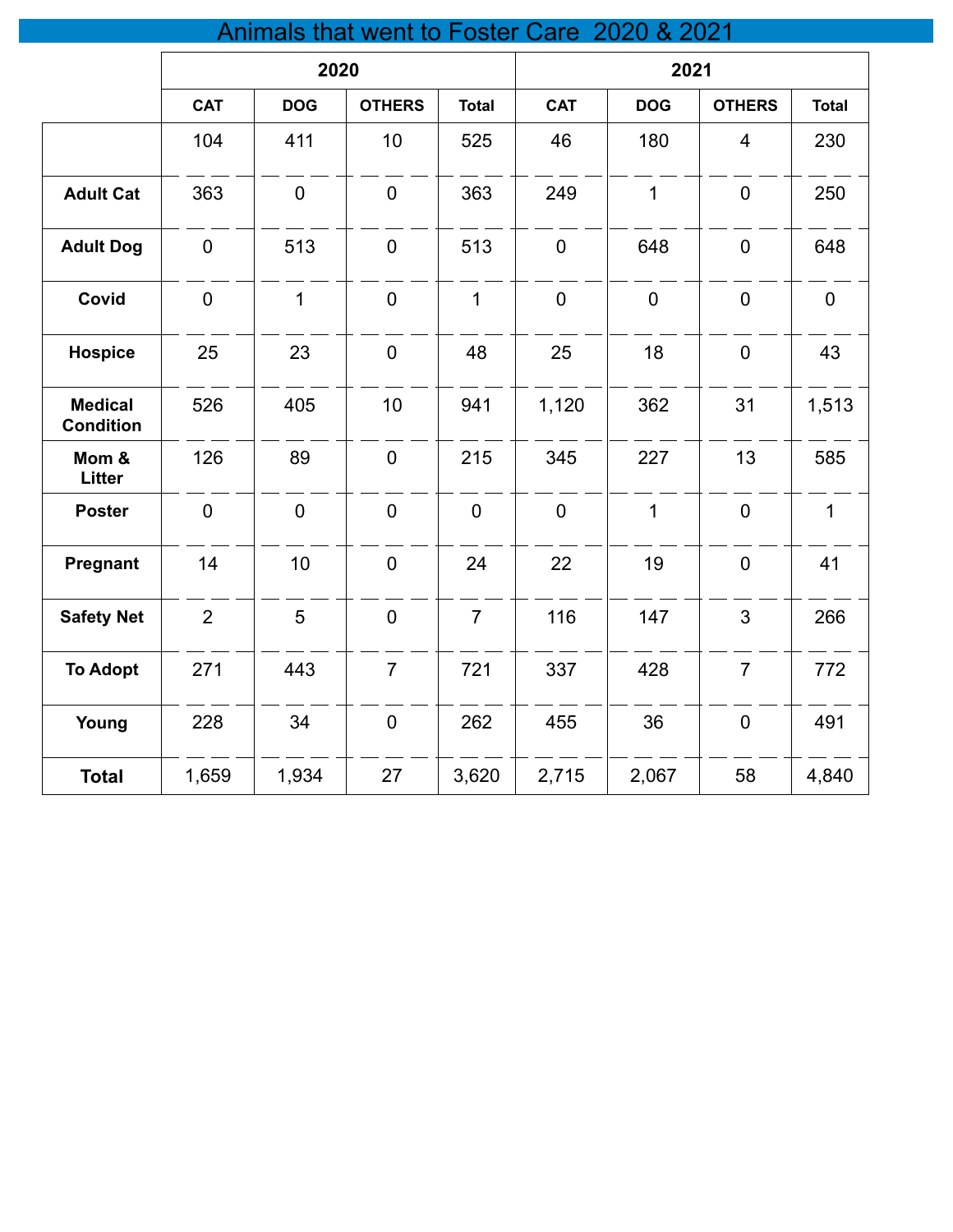# Animals that went to Foster Care 2020 & 2021

| | 2020 | | | | 2021 | | | |
|---|---|---|---|---|---|---|---|---|
| | CAT | DOG | OTHERS | Total | CAT | DOG | OTHERS | Total |
| | 104 | 411 | 10 | 525 | 46 | 180 | 4 | 230 |
| **Adult Cat** | 363 | 0 | 0 | 363 | 249 | 1 | 0 | 250 |
| **Adult Dog** | 0 | 513 | 0 | 513 | 0 | 648 | 0 | 648 |
| **Covid** | 0 | 1 | 0 | 1 | 0 | 0 | 0 | 0 |
| **Hospice** | 25 | 23 | 0 | 48 | 25 | 18 | 0 | 43 |
| **Medical Condition** | 526 | 405 | 10 | 941 | 1,120 | 362 | 31 | 1,513 |
| **Mom & Litter** | 126 | 89 | 0 | 215 | 345 | 227 | 13 | 585 |
| **Poster** | 0 | 0 | 0 | 0 | 0 | 1 | 0 | 1 |
| **Pregnant** | 14 | 10 | 0 | 24 | 22 | 19 | 0 | 41 |
| **Safety Net** | 2 | 5 | 0 | 7 | 116 | 147 | 3 | 266 |
| **To Adopt** | 271 | 443 | 7 | 721 | 337 | 428 | 7 | 772 |
| **Young** | 228 | 34 | 0 | 262 | 455 | 36 | 0 | 491 |
| **Total** | 1,659 | 1,934 | 27 | 3,620 | 2,715 | 2,067 | 58 | 4,840 |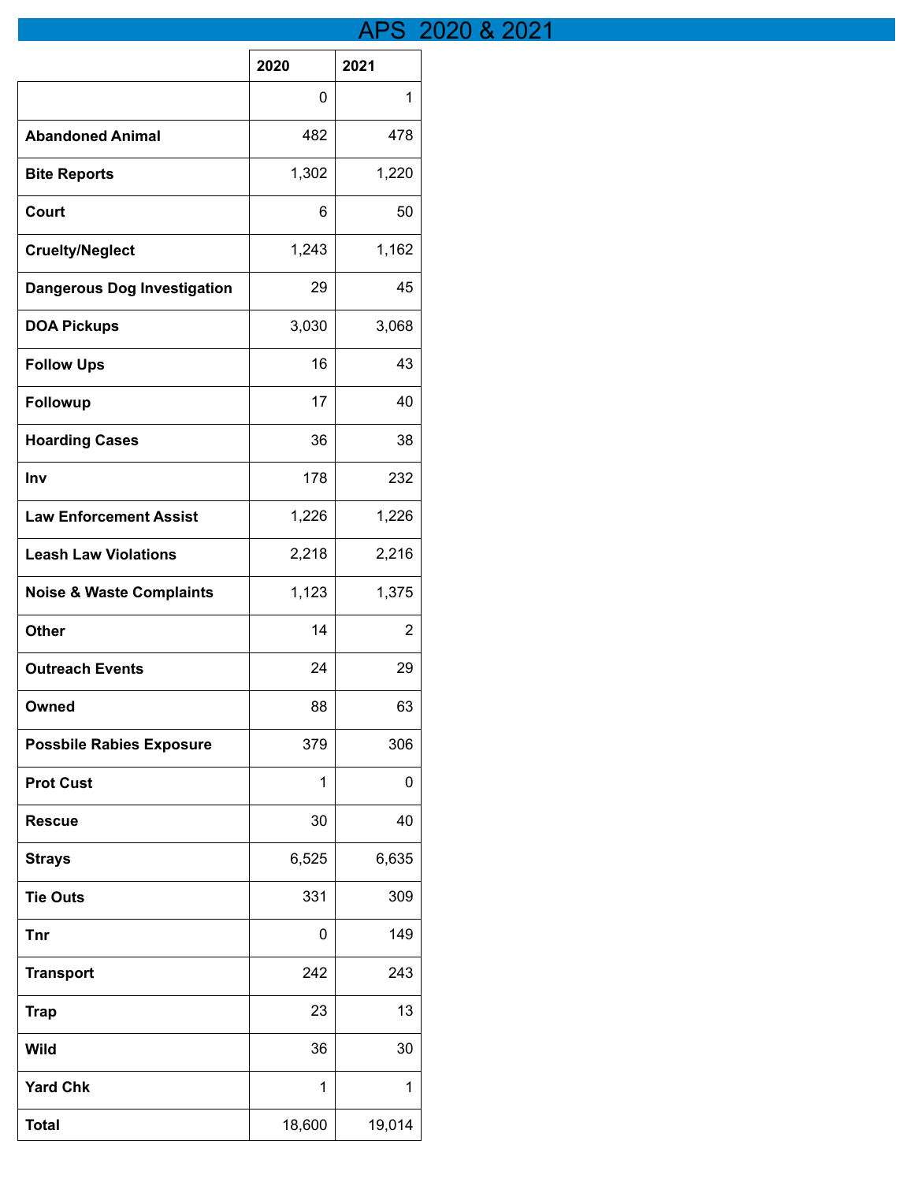# APS 2020 & 2021

| | 2020 | 2021 |
|---|---|---|
| | 0 | 1 |
| **Abandoned Animal** | 482 | 478 |
| **Bite Reports** | 1,302 | 1,220 |
| **Court** | 6 | 50 |
| **Cruelty/Neglect** | 1,243 | 1,162 |
| **Dangerous Dog Investigation** | 29 | 45 |
| **DOA Pickups** | 3,030 | 3,068 |
| **Follow Ups** | 16 | 43 |
| **Followup** | 17 | 40 |
| **Hoarding Cases** | 36 | 38 |
| **Inv** | 178 | 232 |
| **Law Enforcement Assist** | 1,226 | 1,226 |
| **Leash Law Violations** | 2,218 | 2,216 |
| **Noise & Waste Complaints** | 1,123 | 1,375 |
| **Other** | 14 | 2 |
| **Outreach Events** | 24 | 29 |
| **Owned** | 88 | 63 |
| **Possbile Rabies Exposure** | 379 | 306 |
| **Prot Cust** | 1 | 0 |
| **Rescue** | 30 | 40 |
| **Strays** | 6,525 | 6,635 |
| **Tie Outs** | 331 | 309 |
| **Tnr** | 0 | 149 |
| **Transport** | 242 | 243 |
| **Trap** | 23 | 13 |
| **Wild** | 36 | 30 |
| **Yard Chk** | 1 | 1 |
| **Total** | 18,600 | 19,014 |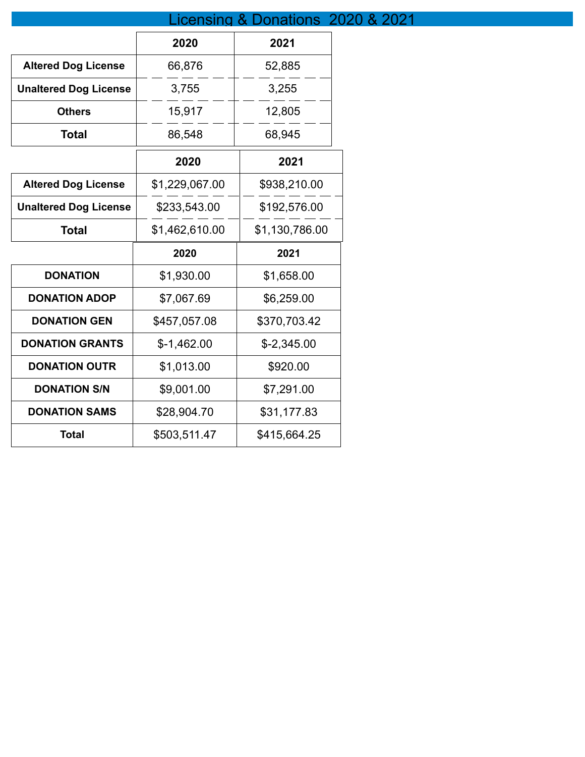# Licensing & Donations 2020 & 2021

| | 2020 | 2021 |
|---|---|---|
| **Altered Dog License** | 66,876 | 52,885 |
| **Unaltered Dog License** | 3,755 | 3,255 |
| **Others** | 15,917 | 12,805 |
| **Total** | 86,548 | 68,945 |

| | 2020 | 2021 |
|---|---|---|
| **Altered Dog License** | $1,229,067.00 | $938,210.00 |
| **Unaltered Dog License** | $233,543.00 | $192,576.00 |
| **Total** | $1,462,610.00 | $1,130,786.00 |

| | 2020 | 2021 |
|---|---|---|
| **DONATION** | $1,930.00 | $1,658.00 |
| **DONATION ADOP** | $7,067.69 | $6,259.00 |
| **DONATION GEN** | $457,057.08 | $370,703.42 |
| **DONATION GRANTS** | $-1,462.00 | $-2,345.00 |
| **DONATION OUTR** | $1,013.00 | $920.00 |
| **DONATION S/N** | $9,001.00 | $7,291.00 |
| **DONATION SAMS** | $28,904.70 | $31,177.83 |
| **Total** | $503,511.47 | $415,664.25 |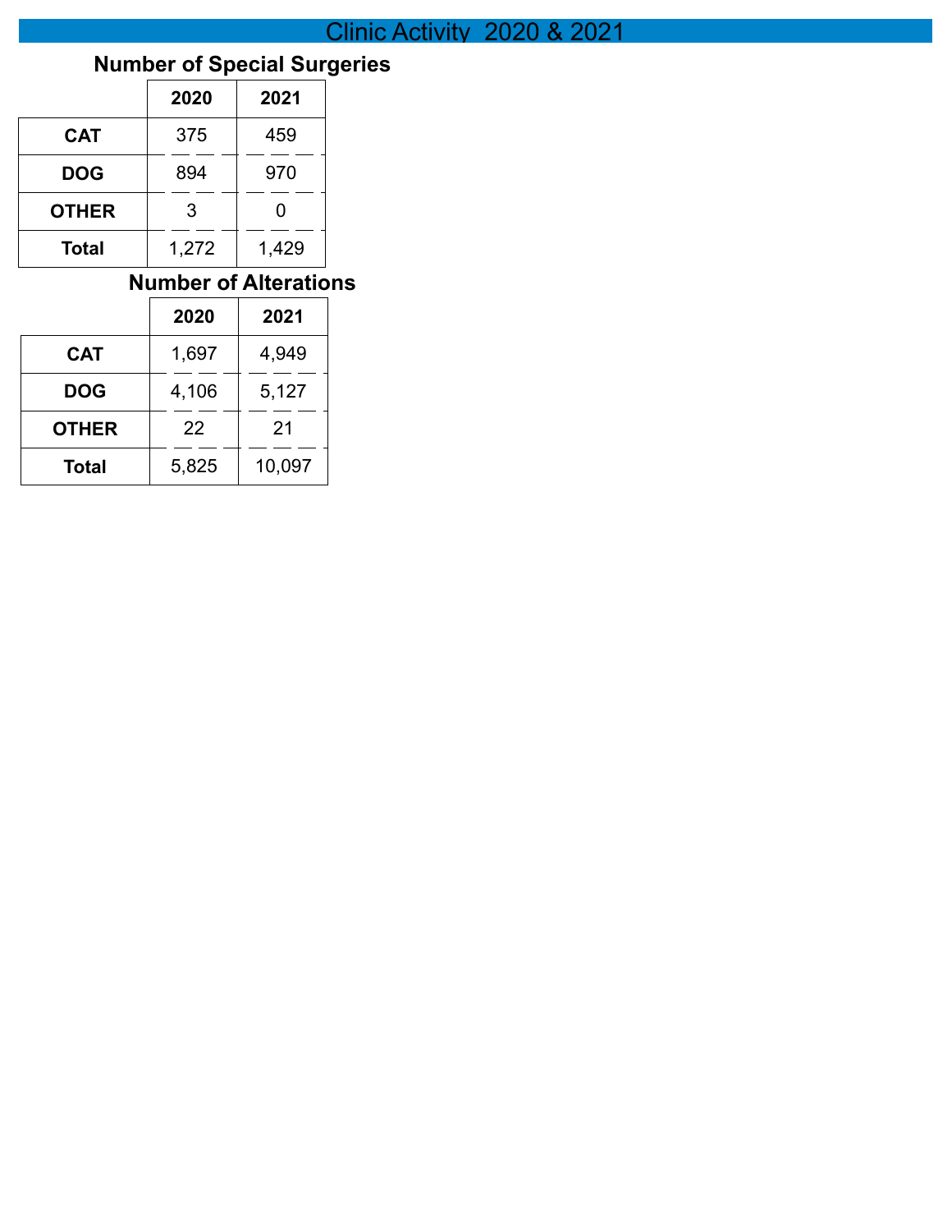# Clinic Activity 2020 & 2021

## Number of Special Surgeries

| | 2020 | 2021 |
|---|---|---|
| **CAT** | 375 | 459 |
| **DOG** | 894 | 970 |
| **OTHER** | 3 | 0 |
| **Total** | 1,272 | 1,429 |

## Number of Alterations

| | 2020 | 2021 |
|---|---|---|
| **CAT** | 1,697 | 4,949 |
| **DOG** | 4,106 | 5,127 |
| **OTHER** | 22 | 21 |
| **Total** | 5,825 | 10,097 |